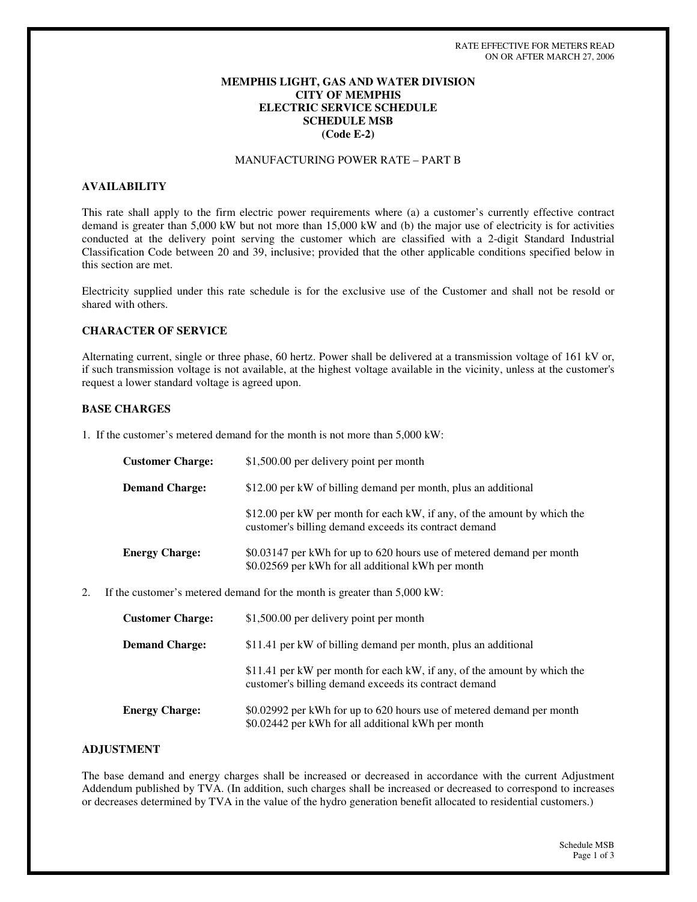RATE EFFECTIVE FOR METERS READ
ON OR AFTER MARCH 27, 2006

# MEMPHIS LIGHT, GAS AND WATER DIVISION
# CITY OF MEMPHIS
# ELECTRIC SERVICE SCHEDULE
# SCHEDULE MSB
# (Code E-2)

MANUFACTURING POWER RATE – PART B

## AVAILABILITY

This rate shall apply to the firm electric power requirements where (a) a customer's currently effective contract demand is greater than 5,000 kW but not more than 15,000 kW and (b) the major use of electricity is for activities conducted at the delivery point serving the customer which are classified with a 2-digit Standard Industrial Classification Code between 20 and 39, inclusive; provided that the other applicable conditions specified below in this section are met.

Electricity supplied under this rate schedule is for the exclusive use of the Customer and shall not be resold or shared with others.

## CHARACTER OF SERVICE

Alternating current, single or three phase, 60 hertz. Power shall be delivered at a transmission voltage of 161 kV or, if such transmission voltage is not available, at the highest voltage available in the vicinity, unless at the customer's request a lower standard voltage is agreed upon.

## BASE CHARGES

1. If the customer's metered demand for the month is not more than 5,000 kW:

| | |
|---|---|
| **Customer Charge:** | $1,500.00 per delivery point per month |
| **Demand Charge:** | $12.00 per kW of billing demand per month, plus an additional |
| | $12.00 per kW per month for each kW, if any, of the amount by which the customer's billing demand exceeds its contract demand |
| **Energy Charge:** | $0.03147 per kWh for up to 620 hours use of metered demand per month<br>$0.02569 per kWh for all additional kWh per month |

2. If the customer's metered demand for the month is greater than 5,000 kW:

| | |
|---|---|
| **Customer Charge:** | $1,500.00 per delivery point per month |
| **Demand Charge:** | $11.41 per kW of billing demand per month, plus an additional |
| | $11.41 per kW per month for each kW, if any, of the amount by which the customer's billing demand exceeds its contract demand |
| **Energy Charge:** | $0.02992 per kWh for up to 620 hours use of metered demand per month<br>$0.02442 per kWh for all additional kWh per month |

## ADJUSTMENT

The base demand and energy charges shall be increased or decreased in accordance with the current Adjustment Addendum published by TVA. (In addition, such charges shall be increased or decreased to correspond to increases or decreases determined by TVA in the value of the hydro generation benefit allocated to residential customers.)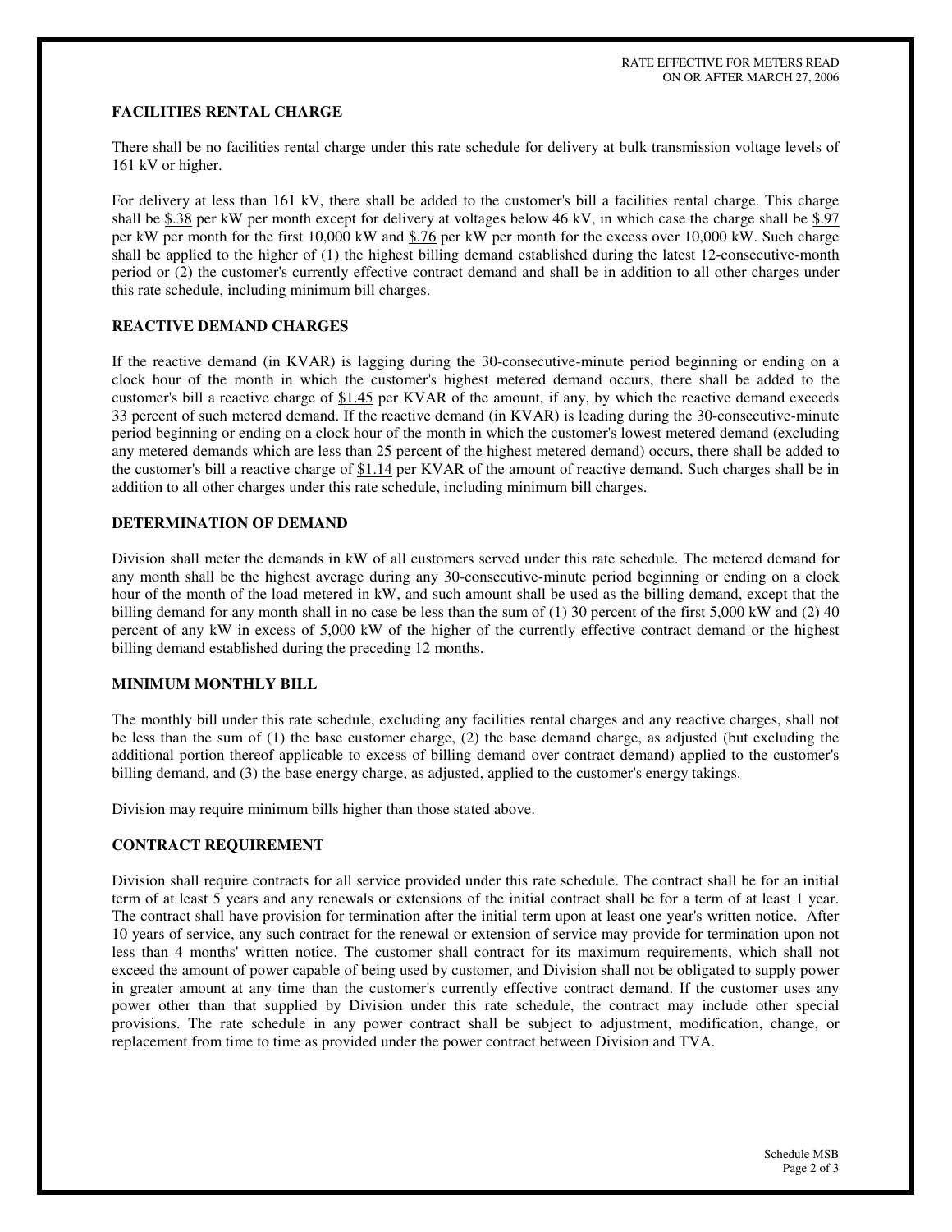RATE EFFECTIVE FOR METERS READ ON OR AFTER MARCH 27, 2006

**FACILITIES RENTAL CHARGE**

There shall be no facilities rental charge under this rate schedule for delivery at bulk transmission voltage levels of 161 kV or higher.

For delivery at less than 161 kV, there shall be added to the customer's bill a facilities rental charge. This charge shall be $.38 per kW per month except for delivery at voltages below 46 kV, in which case the charge shall be $.97 per kW per month for the first 10,000 kW and $.76 per kW per month for the excess over 10,000 kW. Such charge shall be applied to the higher of (1) the highest billing demand established during the latest 12-consecutive-month period or (2) the customer's currently effective contract demand and shall be in addition to all other charges under this rate schedule, including minimum bill charges.

**REACTIVE DEMAND CHARGES**

If the reactive demand (in KVAR) is lagging during the 30-consecutive-minute period beginning or ending on a clock hour of the month in which the customer's highest metered demand occurs, there shall be added to the customer's bill a reactive charge of $1.45 per KVAR of the amount, if any, by which the reactive demand exceeds 33 percent of such metered demand. If the reactive demand (in KVAR) is leading during the 30-consecutive-minute period beginning or ending on a clock hour of the month in which the customer's lowest metered demand (excluding any metered demands which are less than 25 percent of the highest metered demand) occurs, there shall be added to the customer's bill a reactive charge of $1.14 per KVAR of the amount of reactive demand. Such charges shall be in addition to all other charges under this rate schedule, including minimum bill charges.

**DETERMINATION OF DEMAND**

Division shall meter the demands in kW of all customers served under this rate schedule. The metered demand for any month shall be the highest average during any 30-consecutive-minute period beginning or ending on a clock hour of the month of the load metered in kW, and such amount shall be used as the billing demand, except that the billing demand for any month shall in no case be less than the sum of (1) 30 percent of the first 5,000 kW and (2) 40 percent of any kW in excess of 5,000 kW of the higher of the currently effective contract demand or the highest billing demand established during the preceding 12 months.

**MINIMUM MONTHLY BILL**

The monthly bill under this rate schedule, excluding any facilities rental charges and any reactive charges, shall not be less than the sum of (1) the base customer charge, (2) the base demand charge, as adjusted (but excluding the additional portion thereof applicable to excess of billing demand over contract demand) applied to the customer's billing demand, and (3) the base energy charge, as adjusted, applied to the customer's energy takings.

Division may require minimum bills higher than those stated above.

**CONTRACT REQUIREMENT**

Division shall require contracts for all service provided under this rate schedule. The contract shall be for an initial term of at least 5 years and any renewals or extensions of the initial contract shall be for a term of at least 1 year. The contract shall have provision for termination after the initial term upon at least one year's written notice. After 10 years of service, any such contract for the renewal or extension of service may provide for termination upon not less than 4 months' written notice. The customer shall contract for its maximum requirements, which shall not exceed the amount of power capable of being used by customer, and Division shall not be obligated to supply power in greater amount at any time than the customer's currently effective contract demand. If the customer uses any power other than that supplied by Division under this rate schedule, the contract may include other special provisions. The rate schedule in any power contract shall be subject to adjustment, modification, change, or replacement from time to time as provided under the power contract between Division and TVA.

Schedule MSB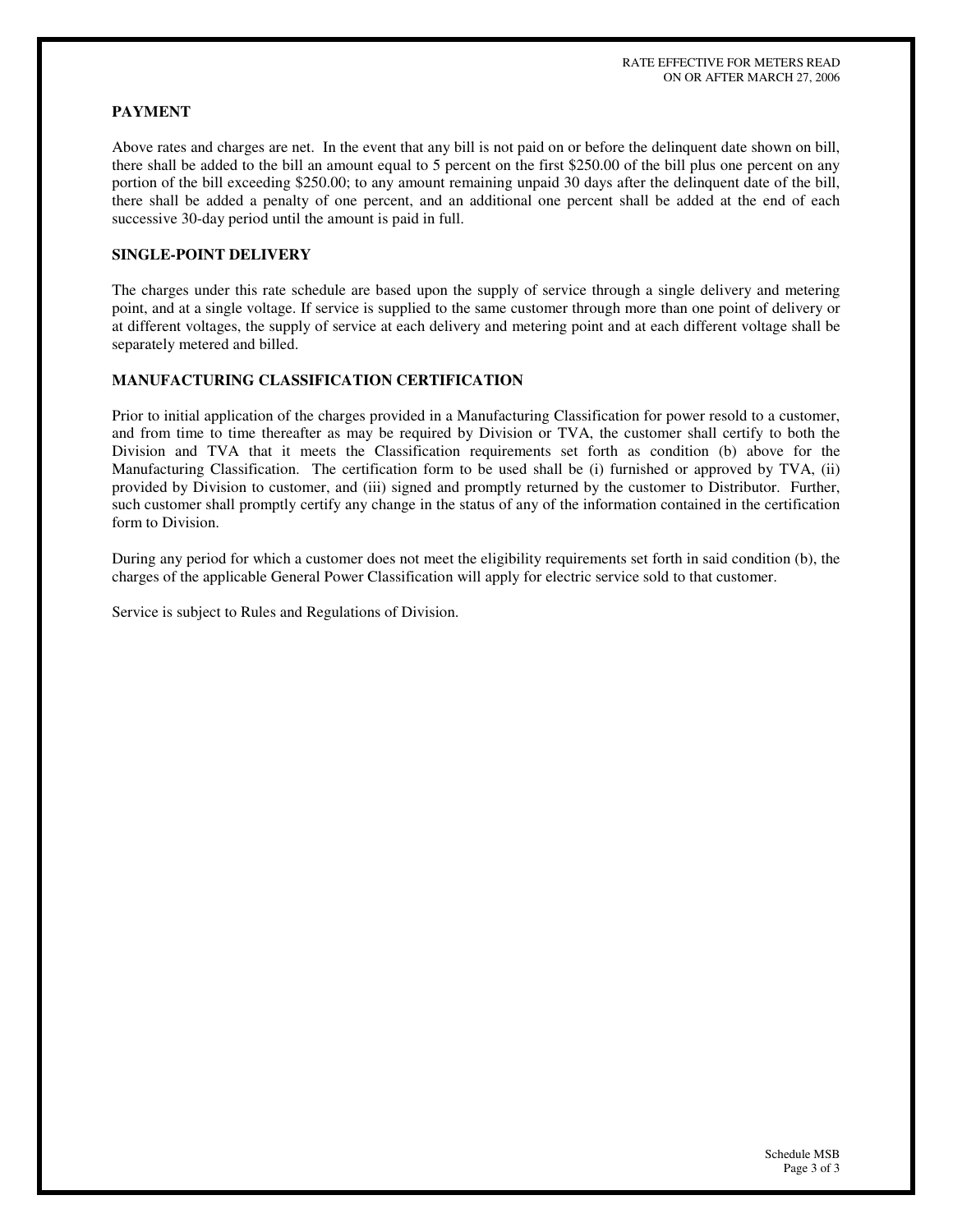## PAYMENT

Above rates and charges are net. In the event that any bill is not paid on or before the delinquent date shown on bill, there shall be added to the bill an amount equal to 5 percent on the first $250.00 of the bill plus one percent on any portion of the bill exceeding $250.00; to any amount remaining unpaid 30 days after the delinquent date of the bill, there shall be added a penalty of one percent, and an additional one percent shall be added at the end of each successive 30-day period until the amount is paid in full.

## SINGLE-POINT DELIVERY

The charges under this rate schedule are based upon the supply of service through a single delivery and metering point, and at a single voltage. If service is supplied to the same customer through more than one point of delivery or at different voltages, the supply of service at each delivery and metering point and at each different voltage shall be separately metered and billed.

## MANUFACTURING CLASSIFICATION CERTIFICATION

Prior to initial application of the charges provided in a Manufacturing Classification for power resold to a customer, and from time to time thereafter as may be required by Division or TVA, the customer shall certify to both the Division and TVA that it meets the Classification requirements set forth as condition (b) above for the Manufacturing Classification. The certification form to be used shall be (i) furnished or approved by TVA, (ii) provided by Division to customer, and (iii) signed and promptly returned by the customer to Distributor. Further, such customer shall promptly certify any change in the status of any of the information contained in the certification form to Division.

During any period for which a customer does not meet the eligibility requirements set forth in said condition (b), the charges of the applicable General Power Classification will apply for electric service sold to that customer.

Service is subject to Rules and Regulations of Division.